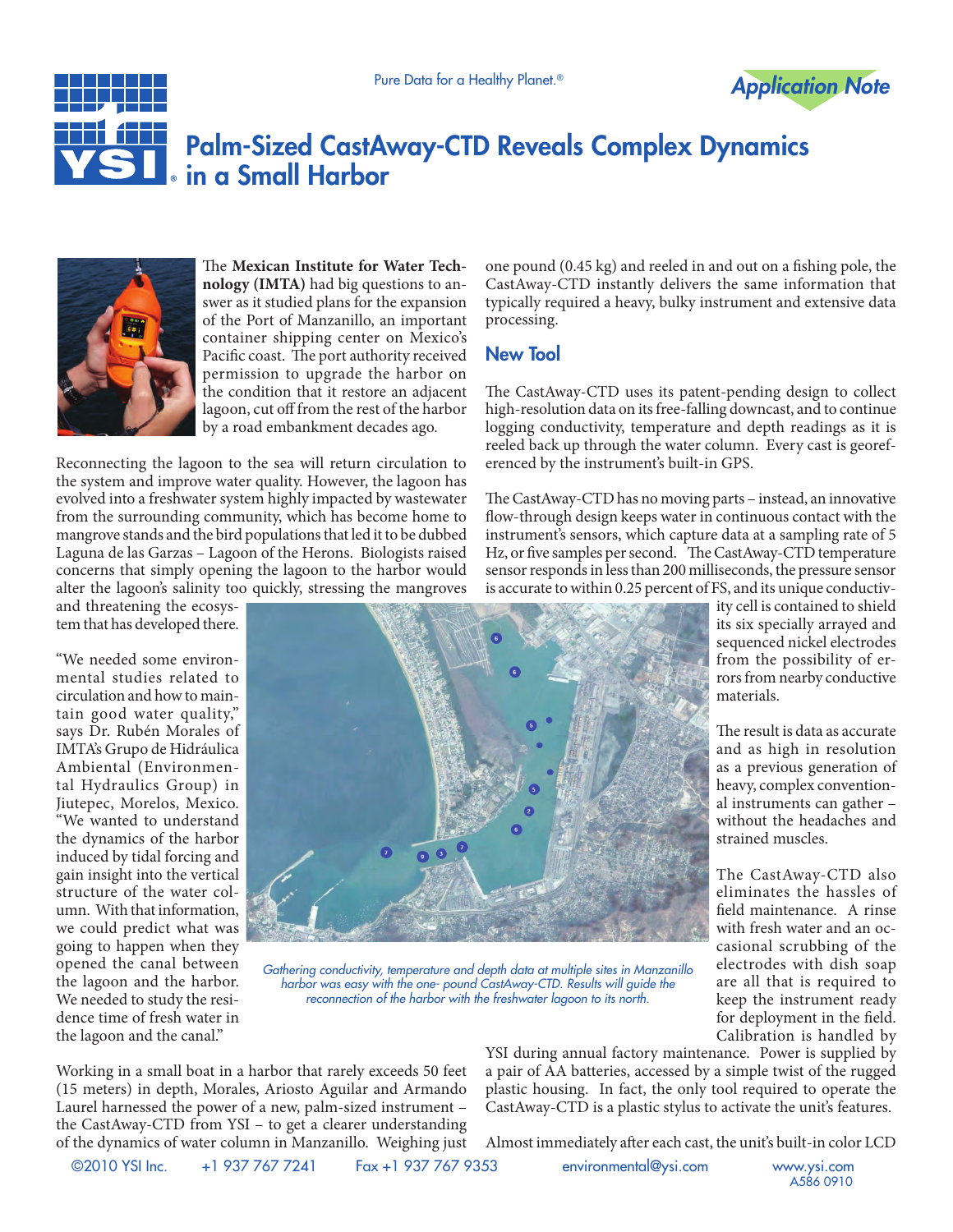Pure Data for a Healthy Planet.®

Application Note

# Palm-Sized CastAway-CTD Reveals Complex Dynamics in a Small Harbor

The **Mexican Institute for Water Technology (IMTA)** had big questions to answer as it studied plans for the expansion of the Port of Manzanillo, an important container shipping center on Mexico's Pacific coast. The port authority received permission to upgrade the harbor on the condition that it restore an adjacent lagoon, cut off from the rest of the harbor by a road embankment decades ago.

Reconnecting the lagoon to the sea will return circulation to the system and improve water quality. However, the lagoon has evolved into a freshwater system highly impacted by wastewater from the surrounding community, which has become home to mangrove stands and the bird populations that led it to be dubbed Laguna de las Garzas – Lagoon of the Herons. Biologists raised concerns that simply opening the lagoon to the harbor would alter the lagoon's salinity too quickly, stressing the mangroves and threatening the ecosystem that has developed there.

"We needed some environmental studies related to circulation and how to maintain good water quality," says Dr. Rubén Morales of IMTA's Grupo de Hidráulica Ambiental (Environmental Hydraulics Group) in Jiutepec, Morelos, Mexico. "We wanted to understand the dynamics of the harbor induced by tidal forcing and gain insight into the vertical structure of the water column. With that information, we could predict what was going to happen when they opened the canal between the lagoon and the harbor. We needed to study the residence time of fresh water in the lagoon and the canal."

Working in a small boat in a harbor that rarely exceeds 50 feet (15 meters) in depth, Morales, Ariosto Aguilar and Armando Laurel harnessed the power of a new, palm-sized instrument – the CastAway-CTD from YSI – to get a clearer understanding of the dynamics of water column in Manzanillo. Weighing just one pound (0.45 kg) and reeled in and out on a fishing pole, the CastAway-CTD instantly delivers the same information that typically required a heavy, bulky instrument and extensive data processing.

*Gathering conductivity, temperature and depth data at multiple sites in Manzanillo harbor was easy with the one- pound CastAway-CTD. Results will guide the reconnection of the harbor with the freshwater lagoon to its north.*

## New Tool

The CastAway-CTD uses its patent-pending design to collect high-resolution data on its free-falling downcast, and to continue logging conductivity, temperature and depth readings as it is reeled back up through the water column. Every cast is georeferenced by the instrument's built-in GPS.

The CastAway-CTD has no moving parts – instead, an innovative flow-through design keeps water in continuous contact with the instrument's sensors, which capture data at a sampling rate of 5 Hz, or five samples per second. The CastAway-CTD temperature sensor responds in less than 200 milliseconds, the pressure sensor is accurate to within 0.25 percent of FS, and its unique conductivity cell is contained to shield its six specially arrayed and sequenced nickel electrodes from the possibility of errors from nearby conductive materials.

The result is data as accurate and as high in resolution as a previous generation of heavy, complex conventional instruments can gather – without the headaches and strained muscles.

The CastAway-CTD also eliminates the hassles of field maintenance. A rinse with fresh water and an occasional scrubbing of the electrodes with dish soap are all that is required to keep the instrument ready for deployment in the field. Calibration is handled by YSI during annual factory maintenance. Power is supplied by a pair of AA batteries, accessed by a simple twist of the rugged plastic housing. In fact, the only tool required to operate the CastAway-CTD is a plastic stylus to activate the unit's features.

Almost immediately after each cast, the unit's built-in color LCD

©2010 YSI Inc. +1 937 767 7241 Fax +1 937 767 9353 environmental@ysi.com www.ysi.com A586 0910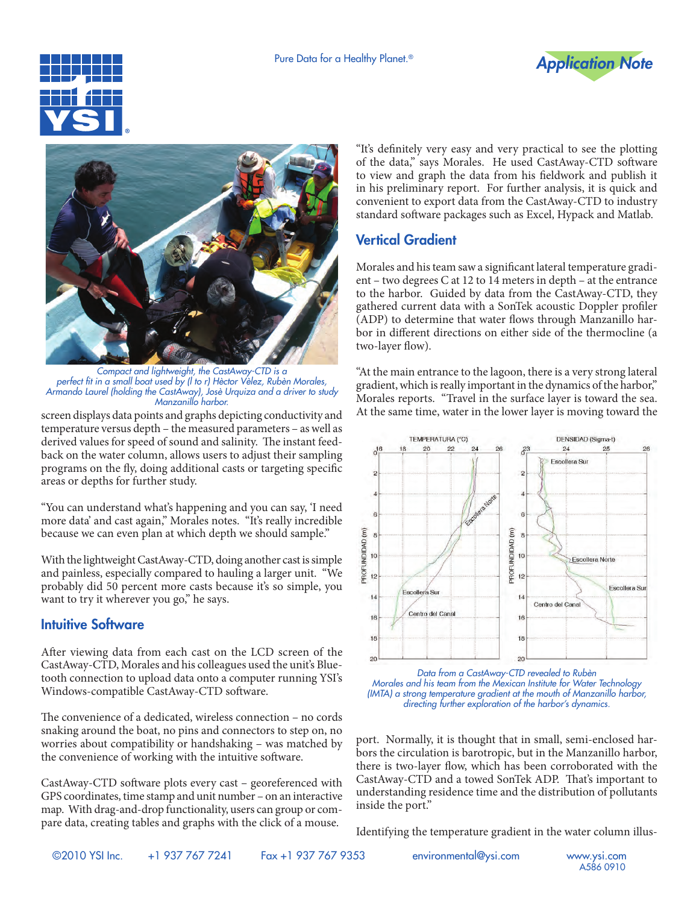Compact and lightweight, the CastAway-CTD is a perfect fit in a small boat used by (l to r) Hèctor Vèlez, Rubèn Morales, Armando Laurel (holding the CastAway), Josè Urquiza and a driver to study Manzanillo harbor.

screen displays data points and graphs depicting conductivity and temperature versus depth – the measured parameters – as well as derived values for speed of sound and salinity. The instant feedback on the water column, allows users to adjust their sampling programs on the fly, doing additional casts or targeting specific areas or depths for further study.

"You can understand what's happening and you can say, 'I need more data' and cast again," Morales notes. "It's really incredible because we can even plan at which depth we should sample."

With the lightweight CastAway-CTD, doing another cast is simple and painless, especially compared to hauling a larger unit. "We probably did 50 percent more casts because it's so simple, you want to try it wherever you go," he says.

## Intuitive Software

After viewing data from each cast on the LCD screen of the CastAway-CTD, Morales and his colleagues used the unit's Bluetooth connection to upload data onto a computer running YSI's Windows-compatible CastAway-CTD software.

The convenience of a dedicated, wireless connection – no cords snaking around the boat, no pins and connectors to step on, no worries about compatibility or handshaking – was matched by the convenience of working with the intuitive software.

CastAway-CTD software plots every cast – georeferenced with GPS coordinates, time stamp and unit number – on an interactive map. With drag-and-drop functionality, users can group or compare data, creating tables and graphs with the click of a mouse.

"It's definitely very easy and very practical to see the plotting of the data," says Morales. He used CastAway-CTD software to view and graph the data from his fieldwork and publish it in his preliminary report. For further analysis, it is quick and convenient to export data from the CastAway-CTD to industry standard software packages such as Excel, Hypack and Matlab.

## Vertical Gradient

Morales and his team saw a significant lateral temperature gradient – two degrees C at 12 to 14 meters in depth – at the entrance to the harbor. Guided by data from the CastAway-CTD, they gathered current data with a SonTek acoustic Doppler profiler (ADP) to determine that water flows through Manzanillo harbor in different directions on either side of the thermocline (a two-layer flow).

"At the main entrance to the lagoon, there is a very strong lateral gradient, which is really important in the dynamics of the harbor," Morales reports. "Travel in the surface layer is toward the sea. At the same time, water in the lower layer is moving toward the port. Normally, it is thought that in small, semi-enclosed harbors the circulation is barotropic, but in the Manzanillo harbor, there is two-layer flow, which has been corroborated with the CastAway-CTD and a towed SonTek ADP. That's important to understanding residence time and the distribution of pollutants inside the port."

Data from a CastAway-CTD revealed to Rubèn Morales and his team from the Mexican Institute for Water Technology (IMTA) a strong temperature gradient at the mouth of Manzanillo harbor, directing further exploration of the harbor's dynamics.

Identifying the temperature gradient in the water column illus-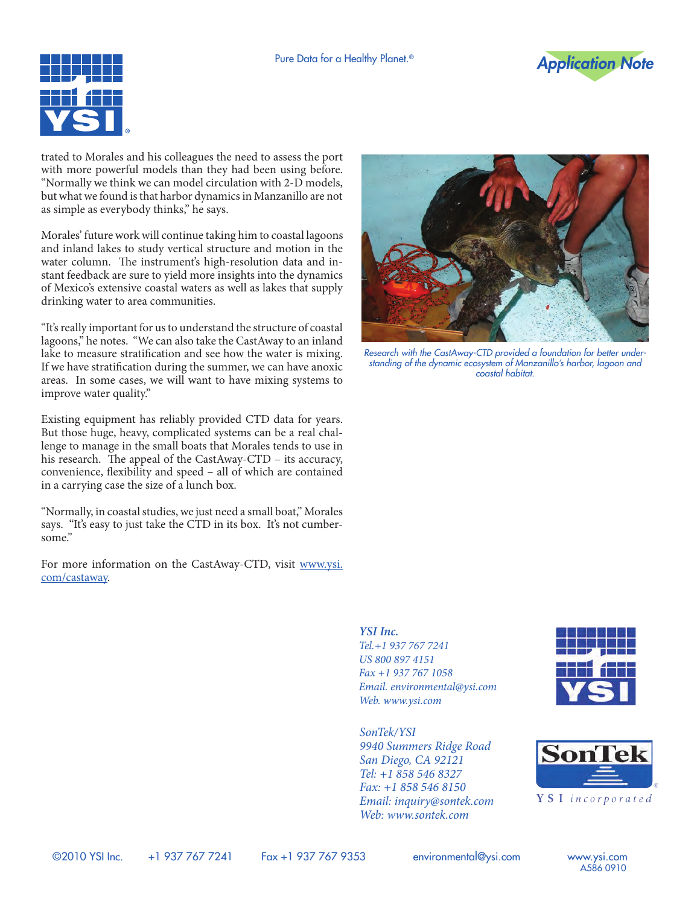trated to Morales and his colleagues the need to assess the port with more powerful models than they had been using before. "Normally we think we can model circulation with 2-D models, but what we found is that harbor dynamics in Manzanillo are not as simple as everybody thinks," he says.

Morales' future work will continue taking him to coastal lagoons and inland lakes to study vertical structure and motion in the water column. The instrument's high-resolution data and instant feedback are sure to yield more insights into the dynamics of Mexico's extensive coastal waters as well as lakes that supply drinking water to area communities.

"It's really important for us to understand the structure of coastal lagoons," he notes. "We can also take the CastAway to an inland lake to measure stratification and see how the water is mixing. If we have stratification during the summer, we can have anoxic areas. In some cases, we will want to have mixing systems to improve water quality."

Existing equipment has reliably provided CTD data for years. But those huge, heavy, complicated systems can be a real challenge to manage in the small boats that Morales tends to use in his research. The appeal of the CastAway-CTD – its accuracy, convenience, flexibility and speed – all of which are contained in a carrying case the size of a lunch box.

"Normally, in coastal studies, we just need a small boat," Morales says. "It's easy to just take the CTD in its box. It's not cumbersome."

For more information on the CastAway-CTD, visit [www.ysi.com/castaway](www.ysi.com/castaway).

*Research with the CastAway-CTD provided a foundation for better understanding of the dynamic ecosystem of Manzanillo's harbor, lagoon and coastal habitat.*

***YSI Inc.***
*Tel.+1 937 767 7241*
*US 800 897 4151*
*Fax +1 937 767 1058*
*Email. environmental@ysi.com*
*Web. www.ysi.com*

*SonTek/YSI*
*9940 Summers Ridge Road*
*San Diego, CA 92121*
*Tel: +1 858 546 8327*
*Fax: +1 858 546 8150*
*Email: inquiry@sontek.com*
*Web: www.sontek.com*

©2010 YSI Inc. +1 937 767 7241 Fax +1 937 767 9353 environmental@ysi.com www.ysi.com A586 0910